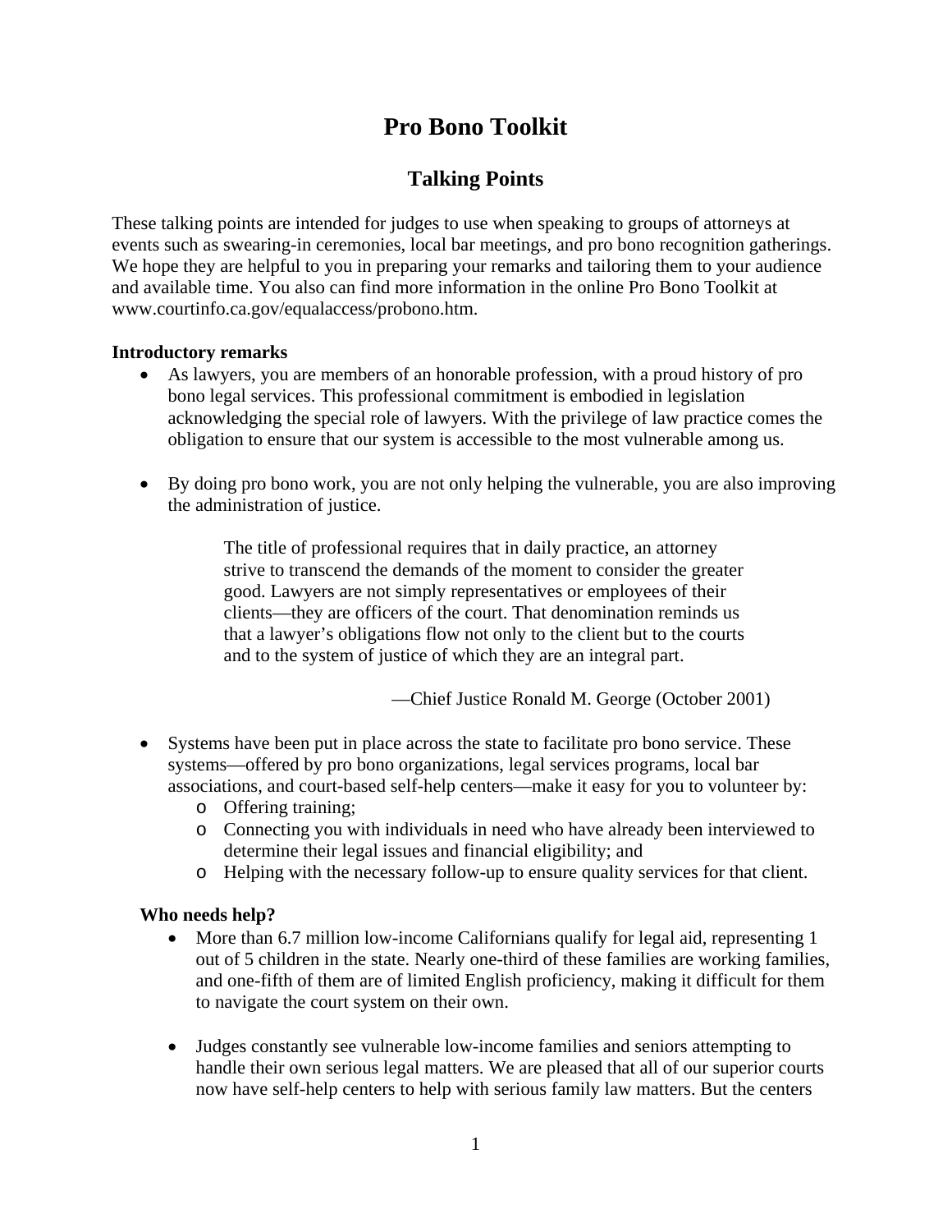# Pro Bono Toolkit

## Talking Points

These talking points are intended for judges to use when speaking to groups of attorneys at events such as swearing-in ceremonies, local bar meetings, and pro bono recognition gatherings. We hope they are helpful to you in preparing your remarks and tailoring them to your audience and available time. You also can find more information in the online Pro Bono Toolkit at www.courtinfo.ca.gov/equalaccess/probono.htm.

**Introductory remarks**

- As lawyers, you are members of an honorable profession, with a proud history of pro bono legal services. This professional commitment is embodied in legislation acknowledging the special role of lawyers. With the privilege of law practice comes the obligation to ensure that our system is accessible to the most vulnerable among us.

- By doing pro bono work, you are not only helping the vulnerable, you are also improving the administration of justice.

> The title of professional requires that in daily practice, an attorney strive to transcend the demands of the moment to consider the greater good. Lawyers are not simply representatives or employees of their clients—they are officers of the court. That denomination reminds us that a lawyer's obligations flow not only to the client but to the courts and to the system of justice of which they are an integral part.
>
> —Chief Justice Ronald M. George (October 2001)

- Systems have been put in place across the state to facilitate pro bono service. These systems—offered by pro bono organizations, legal services programs, local bar associations, and court-based self-help centers—make it easy for you to volunteer by:
  - Offering training;
  - Connecting you with individuals in need who have already been interviewed to determine their legal issues and financial eligibility; and
  - Helping with the necessary follow-up to ensure quality services for that client.

**Who needs help?**

- More than 6.7 million low-income Californians qualify for legal aid, representing 1 out of 5 children in the state. Nearly one-third of these families are working families, and one-fifth of them are of limited English proficiency, making it difficult for them to navigate the court system on their own.

- Judges constantly see vulnerable low-income families and seniors attempting to handle their own serious legal matters. We are pleased that all of our superior courts now have self-help centers to help with serious family law matters. But the centers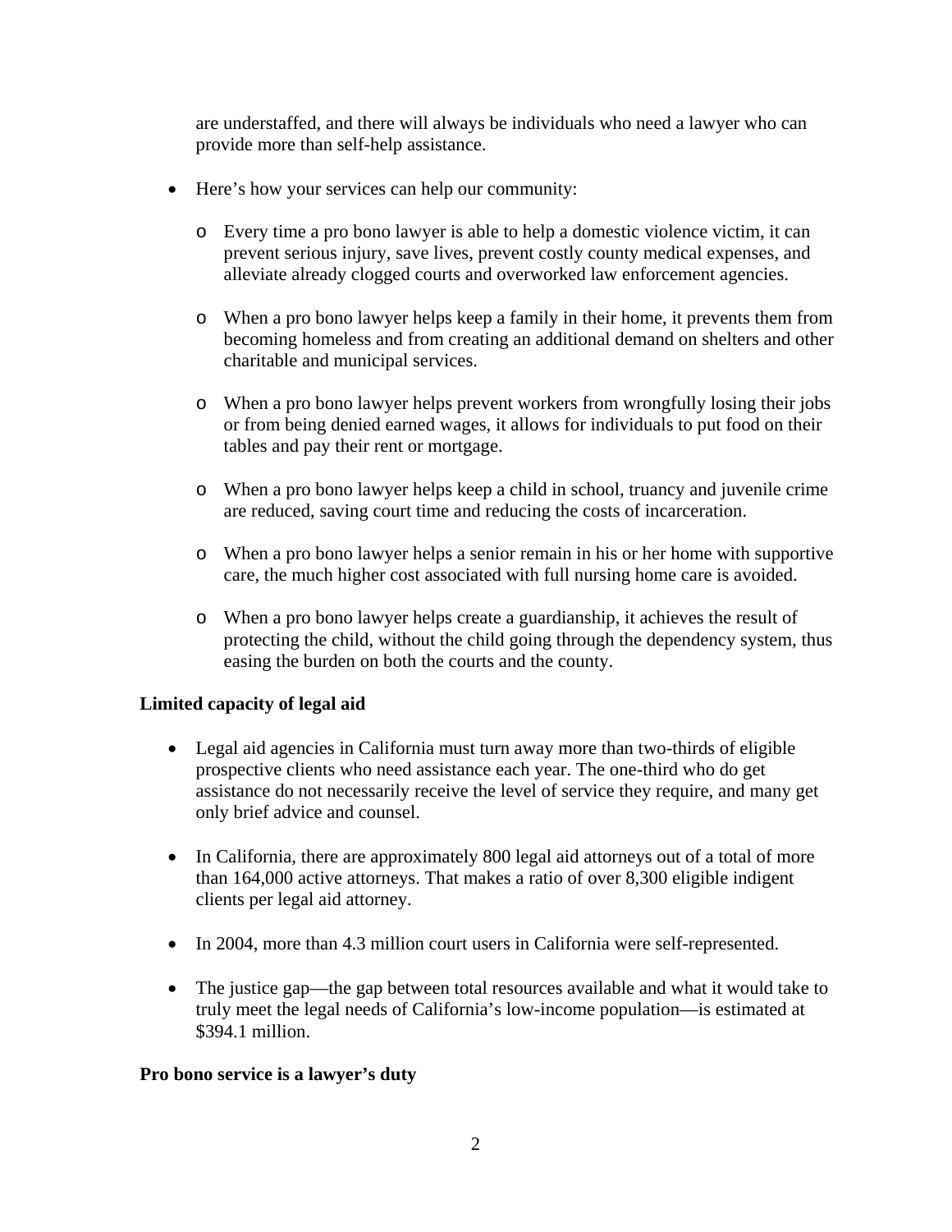are understaffed, and there will always be individuals who need a lawyer who can provide more than self-help assistance.

- Here's how your services can help our community:
  - Every time a pro bono lawyer is able to help a domestic violence victim, it can prevent serious injury, save lives, prevent costly county medical expenses, and alleviate already clogged courts and overworked law enforcement agencies.
  - When a pro bono lawyer helps keep a family in their home, it prevents them from becoming homeless and from creating an additional demand on shelters and other charitable and municipal services.
  - When a pro bono lawyer helps prevent workers from wrongfully losing their jobs or from being denied earned wages, it allows for individuals to put food on their tables and pay their rent or mortgage.
  - When a pro bono lawyer helps keep a child in school, truancy and juvenile crime are reduced, saving court time and reducing the costs of incarceration.
  - When a pro bono lawyer helps a senior remain in his or her home with supportive care, the much higher cost associated with full nursing home care is avoided.
  - When a pro bono lawyer helps create a guardianship, it achieves the result of protecting the child, without the child going through the dependency system, thus easing the burden on both the courts and the county.

**Limited capacity of legal aid**

- Legal aid agencies in California must turn away more than two-thirds of eligible prospective clients who need assistance each year. The one-third who do get assistance do not necessarily receive the level of service they require, and many get only brief advice and counsel.
- In California, there are approximately 800 legal aid attorneys out of a total of more than 164,000 active attorneys. That makes a ratio of over 8,300 eligible indigent clients per legal aid attorney.
- In 2004, more than 4.3 million court users in California were self-represented.
- The justice gap—the gap between total resources available and what it would take to truly meet the legal needs of California's low-income population—is estimated at $394.1 million.

**Pro bono service is a lawyer's duty**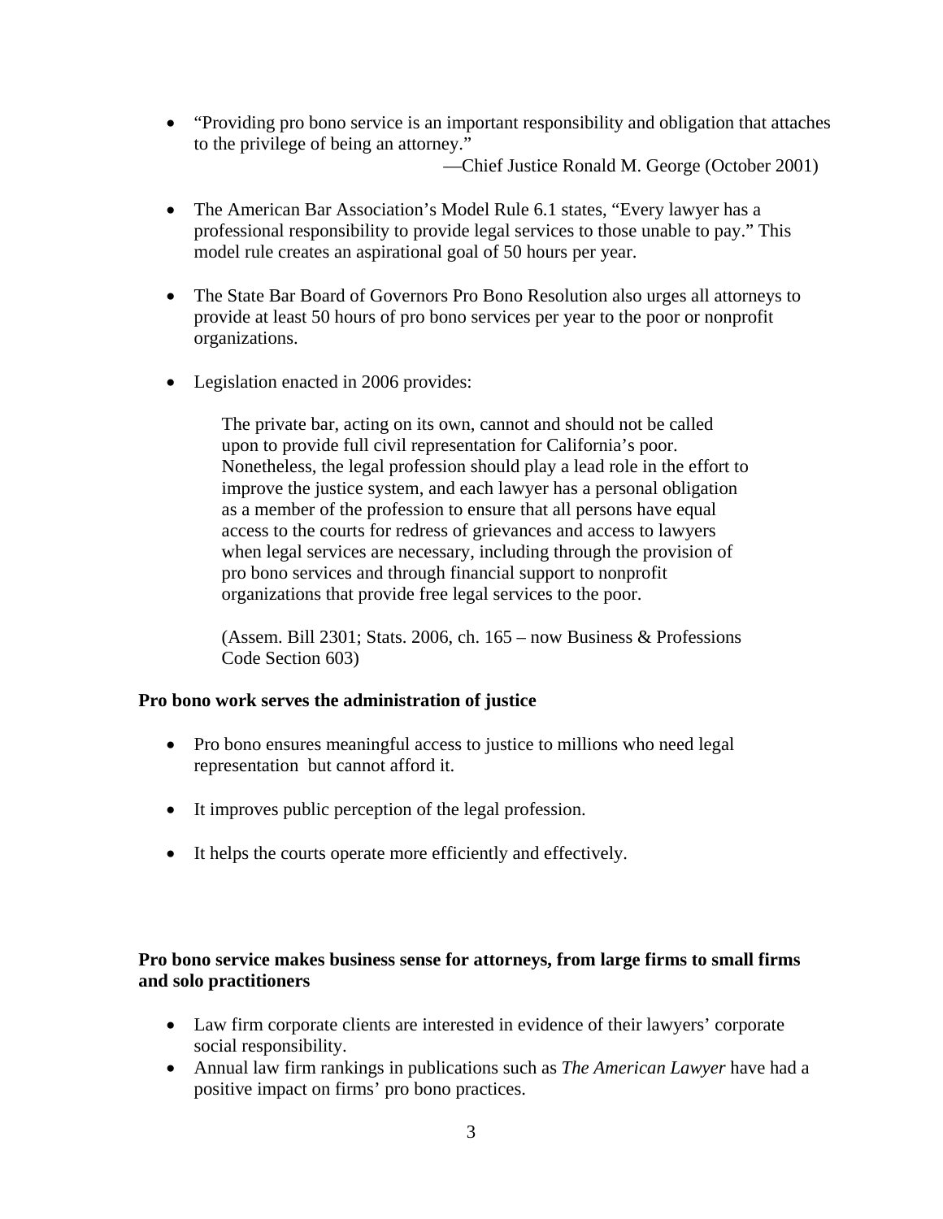- "Providing pro bono service is an important responsibility and obligation that attaches to the privilege of being an attorney."

  —Chief Justice Ronald M. George (October 2001)

- The American Bar Association's Model Rule 6.1 states, "Every lawyer has a professional responsibility to provide legal services to those unable to pay." This model rule creates an aspirational goal of 50 hours per year.

- The State Bar Board of Governors Pro Bono Resolution also urges all attorneys to provide at least 50 hours of pro bono services per year to the poor or nonprofit organizations.

- Legislation enacted in 2006 provides:

  > The private bar, acting on its own, cannot and should not be called upon to provide full civil representation for California's poor. Nonetheless, the legal profession should play a lead role in the effort to improve the justice system, and each lawyer has a personal obligation as a member of the profession to ensure that all persons have equal access to the courts for redress of grievances and access to lawyers when legal services are necessary, including through the provision of pro bono services and through financial support to nonprofit organizations that provide free legal services to the poor.
  >
  > (Assem. Bill 2301; Stats. 2006, ch. 165 – now Business & Professions Code Section 603)

**Pro bono work serves the administration of justice**

- Pro bono ensures meaningful access to justice to millions who need legal representation but cannot afford it.

- It improves public perception of the legal profession.

- It helps the courts operate more efficiently and effectively.

**Pro bono service makes business sense for attorneys, from large firms to small firms and solo practitioners**

- Law firm corporate clients are interested in evidence of their lawyers' corporate social responsibility.
- Annual law firm rankings in publications such as *The American Lawyer* have had a positive impact on firms' pro bono practices.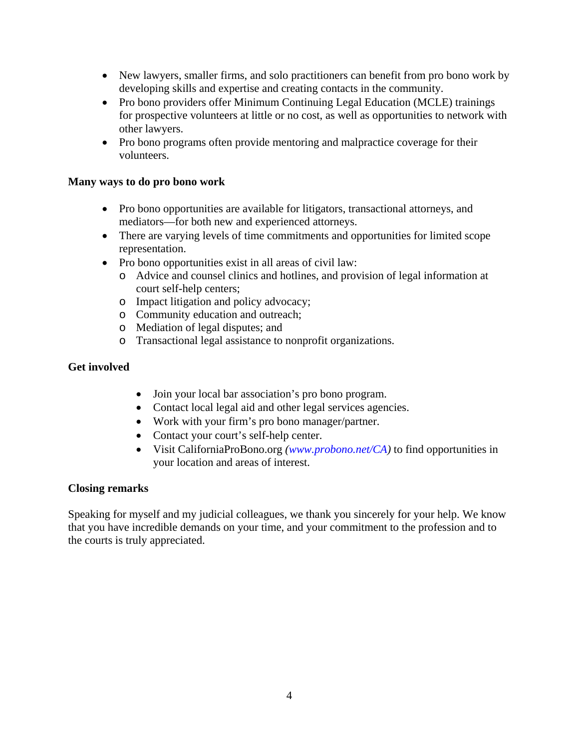- New lawyers, smaller firms, and solo practitioners can benefit from pro bono work by developing skills and expertise and creating contacts in the community.
- Pro bono providers offer Minimum Continuing Legal Education (MCLE) trainings for prospective volunteers at little or no cost, as well as opportunities to network with other lawyers.
- Pro bono programs often provide mentoring and malpractice coverage for their volunteers.

**Many ways to do pro bono work**

- Pro bono opportunities are available for litigators, transactional attorneys, and mediators—for both new and experienced attorneys.
- There are varying levels of time commitments and opportunities for limited scope representation.
- Pro bono opportunities exist in all areas of civil law:
  - Advice and counsel clinics and hotlines, and provision of legal information at court self-help centers;
  - Impact litigation and policy advocacy;
  - Community education and outreach;
  - Mediation of legal disputes; and
  - Transactional legal assistance to nonprofit organizations.

**Get involved**

- Join your local bar association's pro bono program.
- Contact local legal aid and other legal services agencies.
- Work with your firm's pro bono manager/partner.
- Contact your court's self-help center.
- Visit CaliforniaProBono.org *(www.probono.net/CA)* to find opportunities in your location and areas of interest.

**Closing remarks**

Speaking for myself and my judicial colleagues, we thank you sincerely for your help. We know that you have incredible demands on your time, and your commitment to the profession and to the courts is truly appreciated.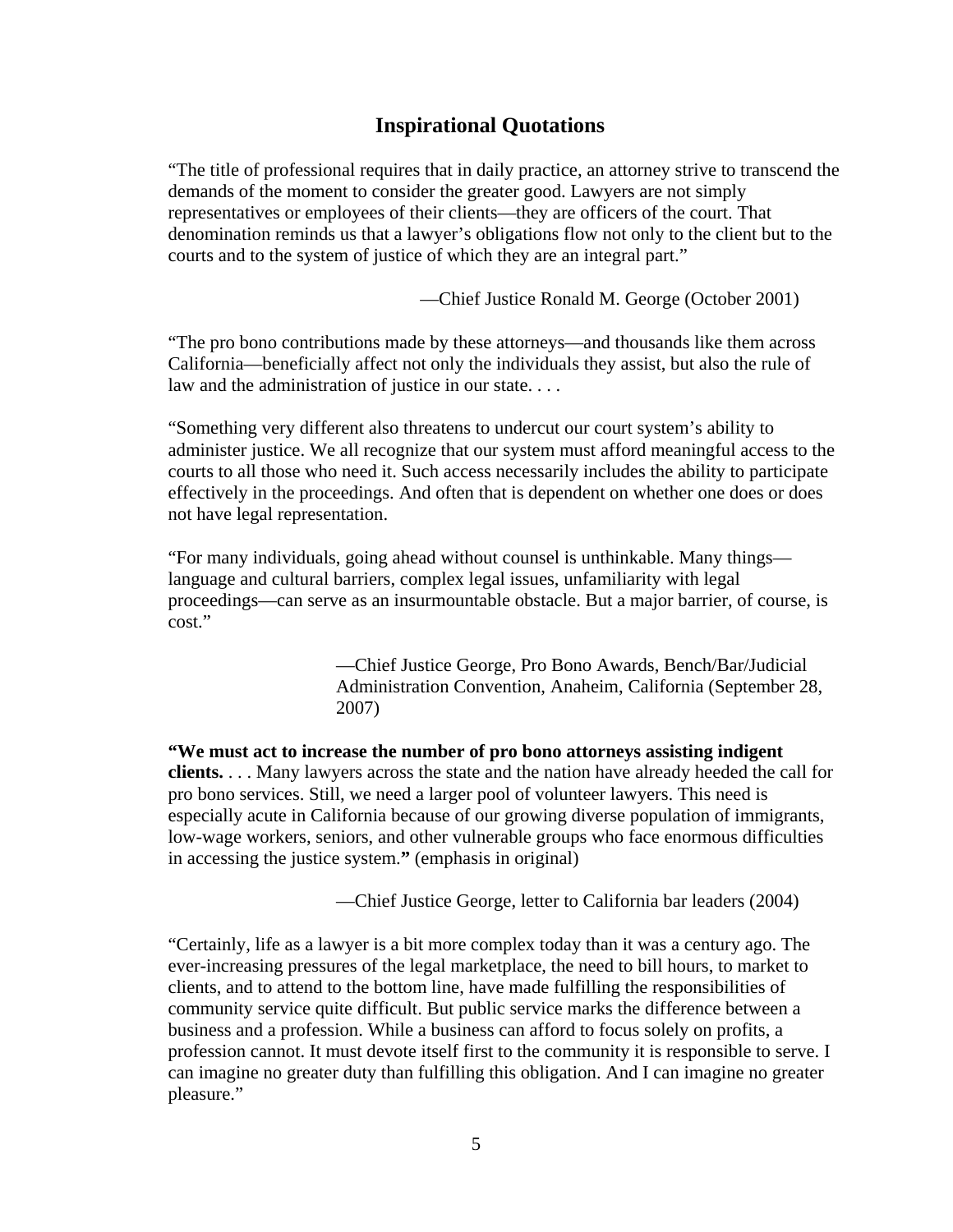## Inspirational Quotations

"The title of professional requires that in daily practice, an attorney strive to transcend the demands of the moment to consider the greater good. Lawyers are not simply representatives or employees of their clients—they are officers of the court. That denomination reminds us that a lawyer's obligations flow not only to the client but to the courts and to the system of justice of which they are an integral part."

—Chief Justice Ronald M. George (October 2001)

"The pro bono contributions made by these attorneys—and thousands like them across California—beneficially affect not only the individuals they assist, but also the rule of law and the administration of justice in our state. . . .

"Something very different also threatens to undercut our court system's ability to administer justice. We all recognize that our system must afford meaningful access to the courts to all those who need it. Such access necessarily includes the ability to participate effectively in the proceedings. And often that is dependent on whether one does or does not have legal representation.

"For many individuals, going ahead without counsel is unthinkable. Many things—language and cultural barriers, complex legal issues, unfamiliarity with legal proceedings—can serve as an insurmountable obstacle. But a major barrier, of course, is cost."

—Chief Justice George, Pro Bono Awards, Bench/Bar/Judicial Administration Convention, Anaheim, California (September 28, 2007)

**"We must act to increase the number of pro bono attorneys assisting indigent clients.** . . . Many lawyers across the state and the nation have already heeded the call for pro bono services. Still, we need a larger pool of volunteer lawyers. This need is especially acute in California because of our growing diverse population of immigrants, low-wage workers, seniors, and other vulnerable groups who face enormous difficulties in accessing the justice system.**"** (emphasis in original)

—Chief Justice George, letter to California bar leaders (2004)

"Certainly, life as a lawyer is a bit more complex today than it was a century ago. The ever-increasing pressures of the legal marketplace, the need to bill hours, to market to clients, and to attend to the bottom line, have made fulfilling the responsibilities of community service quite difficult. But public service marks the difference between a business and a profession. While a business can afford to focus solely on profits, a profession cannot. It must devote itself first to the community it is responsible to serve. I can imagine no greater duty than fulfilling this obligation. And I can imagine no greater pleasure."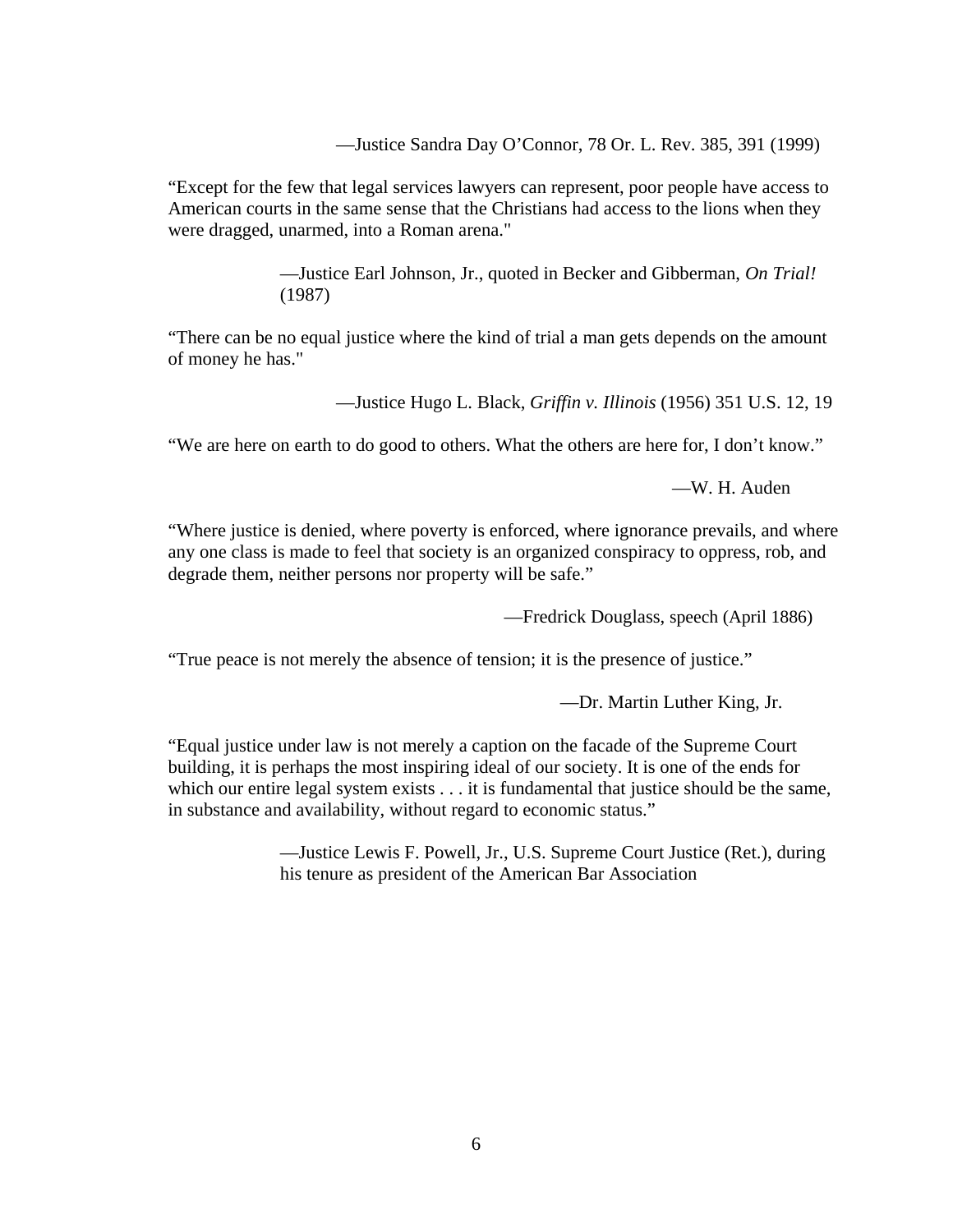—Justice Sandra Day O'Connor, 78 Or. L. Rev. 385, 391 (1999)

"Except for the few that legal services lawyers can represent, poor people have access to American courts in the same sense that the Christians had access to the lions when they were dragged, unarmed, into a Roman arena."

—Justice Earl Johnson, Jr., quoted in Becker and Gibberman, *On Trial!* (1987)

"There can be no equal justice where the kind of trial a man gets depends on the amount of money he has."

—Justice Hugo L. Black, *Griffin v. Illinois* (1956) 351 U.S. 12, 19

"We are here on earth to do good to others. What the others are here for, I don't know."

—W. H. Auden

"Where justice is denied, where poverty is enforced, where ignorance prevails, and where any one class is made to feel that society is an organized conspiracy to oppress, rob, and degrade them, neither persons nor property will be safe."

—Fredrick Douglass, speech (April 1886)

"True peace is not merely the absence of tension; it is the presence of justice."

—Dr. Martin Luther King, Jr.

"Equal justice under law is not merely a caption on the facade of the Supreme Court building, it is perhaps the most inspiring ideal of our society. It is one of the ends for which our entire legal system exists . . . it is fundamental that justice should be the same, in substance and availability, without regard to economic status."

—Justice Lewis F. Powell, Jr., U.S. Supreme Court Justice (Ret.), during his tenure as president of the American Bar Association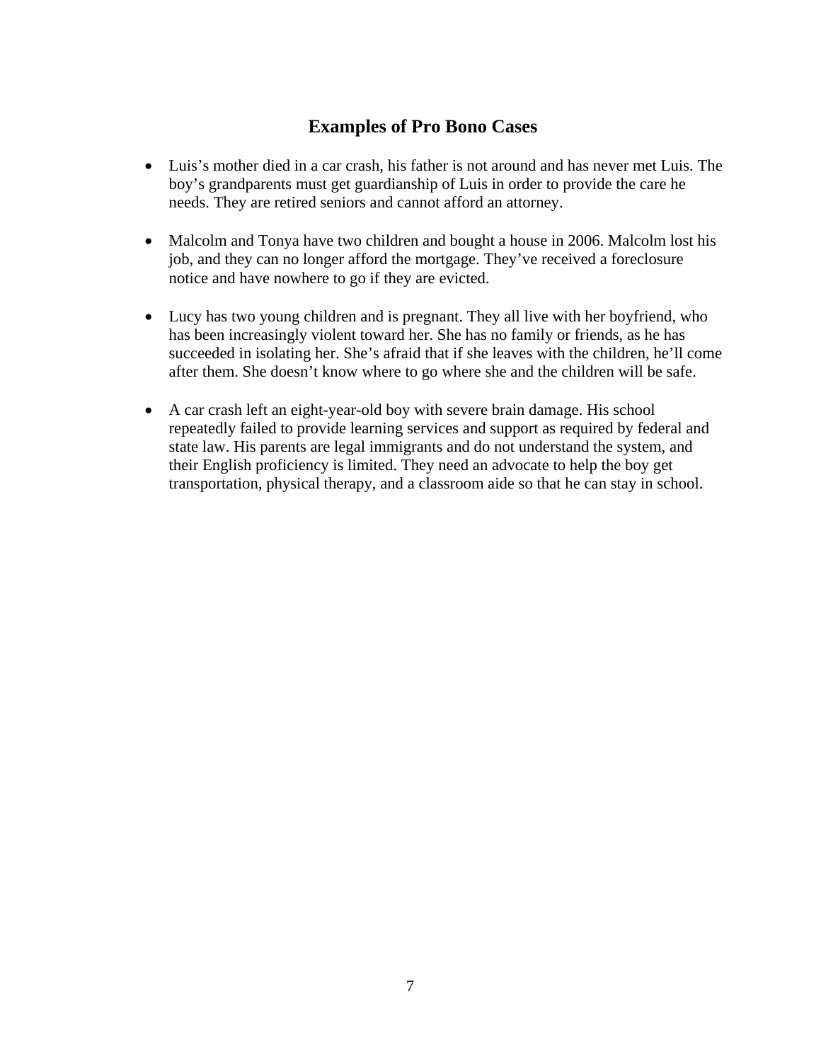## Examples of Pro Bono Cases

- Luis's mother died in a car crash, his father is not around and has never met Luis. The boy's grandparents must get guardianship of Luis in order to provide the care he needs. They are retired seniors and cannot afford an attorney.

- Malcolm and Tonya have two children and bought a house in 2006. Malcolm lost his job, and they can no longer afford the mortgage. They've received a foreclosure notice and have nowhere to go if they are evicted.

- Lucy has two young children and is pregnant. They all live with her boyfriend, who has been increasingly violent toward her. She has no family or friends, as he has succeeded in isolating her. She's afraid that if she leaves with the children, he'll come after them. She doesn't know where to go where she and the children will be safe.

- A car crash left an eight-year-old boy with severe brain damage. His school repeatedly failed to provide learning services and support as required by federal and state law. His parents are legal immigrants and do not understand the system, and their English proficiency is limited. They need an advocate to help the boy get transportation, physical therapy, and a classroom aide so that he can stay in school.